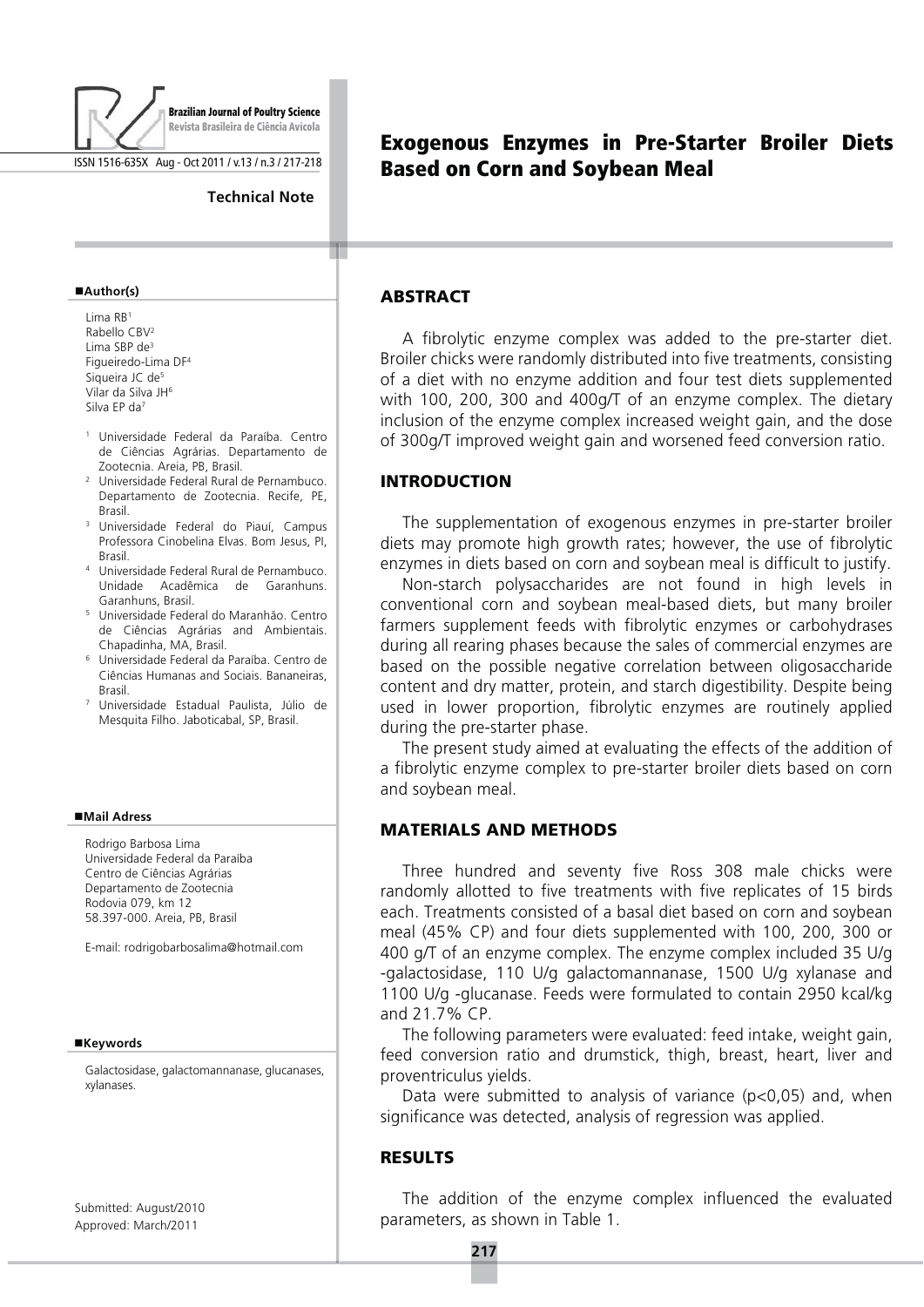# Exogenous Enzymes in Pre-Starter Broiler Diets Based on Corn and Soybean Meal

**Technical Note**

**Author(s)**

Lima RB[1]
Rabello CBV[2]
Lima SBP de[3]
Figueiredo-Lima DF[4]
Siqueira JC de[5]
Vilar da Silva JH[6]
Silva EP da[7]

[1] Universidade Federal da Paraíba. Centro de Ciências Agrárias. Departamento de Zootecnia. Areia, PB, Brasil.
[2] Universidade Federal Rural de Pernambuco. Departamento de Zootecnia. Recife, PE, Brasil.
[3] Universidade Federal do Piauí, Campus Professora Cinobelina Elvas. Bom Jesus, PI, Brasil.
[4] Universidade Federal Rural de Pernambuco. Unidade Acadêmica de Garanhuns. Garanhuns, Brasil.
[5] Universidade Federal do Maranhão. Centro de Ciências Agrárias and Ambientais. Chapadinha, MA, Brasil.
[6] Universidade Federal da Paraíba. Centro de Ciências Humanas and Sociais. Bananeiras, Brasil.
[7] Universidade Estadual Paulista, Júlio de Mesquita Filho. Jaboticabal, SP, Brasil.

**Mail Adress**

Rodrigo Barbosa Lima
Universidade Federal da Paraíba
Centro de Ciências Agrárias
Departamento de Zootecnia
Rodovia 079, km 12
58.397-000. Areia, PB, Brasil

E-mail: rodrigobarbosalima@hotmail.com

**Keywords**

Galactosidase, galactomannanase, glucanases, xylanases.

Submitted: August/2010
Approved: March/2011

## ABSTRACT

A fibrolytic enzyme complex was added to the pre-starter diet. Broiler chicks were randomly distributed into five treatments, consisting of a diet with no enzyme addition and four test diets supplemented with 100, 200, 300 and 400g/T of an enzyme complex. The dietary inclusion of the enzyme complex increased weight gain, and the dose of 300g/T improved weight gain and worsened feed conversion ratio.

## INTRODUCTION

The supplementation of exogenous enzymes in pre-starter broiler diets may promote high growth rates; however, the use of fibrolytic enzymes in diets based on corn and soybean meal is difficult to justify.

Non-starch polysaccharides are not found in high levels in conventional corn and soybean meal-based diets, but many broiler farmers supplement feeds with fibrolytic enzymes or carbohydrases during all rearing phases because the sales of commercial enzymes are based on the possible negative correlation between oligosaccharide content and dry matter, protein, and starch digestibility. Despite being used in lower proportion, fibrolytic enzymes are routinely applied during the pre-starter phase.

The present study aimed at evaluating the effects of the addition of a fibrolytic enzyme complex to pre-starter broiler diets based on corn and soybean meal.

## MATERIALS AND METHODS

Three hundred and seventy five Ross 308 male chicks were randomly allotted to five treatments with five replicates of 15 birds each. Treatments consisted of a basal diet based on corn and soybean meal (45% CP) and four diets supplemented with 100, 200, 300 or 400 g/T of an enzyme complex. The enzyme complex included 35 U/g -galactosidase, 110 U/g galactomannanase, 1500 U/g xylanase and 1100 U/g -glucanase. Feeds were formulated to contain 2950 kcal/kg and 21.7% CP.

The following parameters were evaluated: feed intake, weight gain, feed conversion ratio and drumstick, thigh, breast, heart, liver and proventriculus yields.

Data were submitted to analysis of variance ($p<0,05$) and, when significance was detected, analysis of regression was applied.

## RESULTS

The addition of the enzyme complex influenced the evaluated parameters, as shown in Table 1.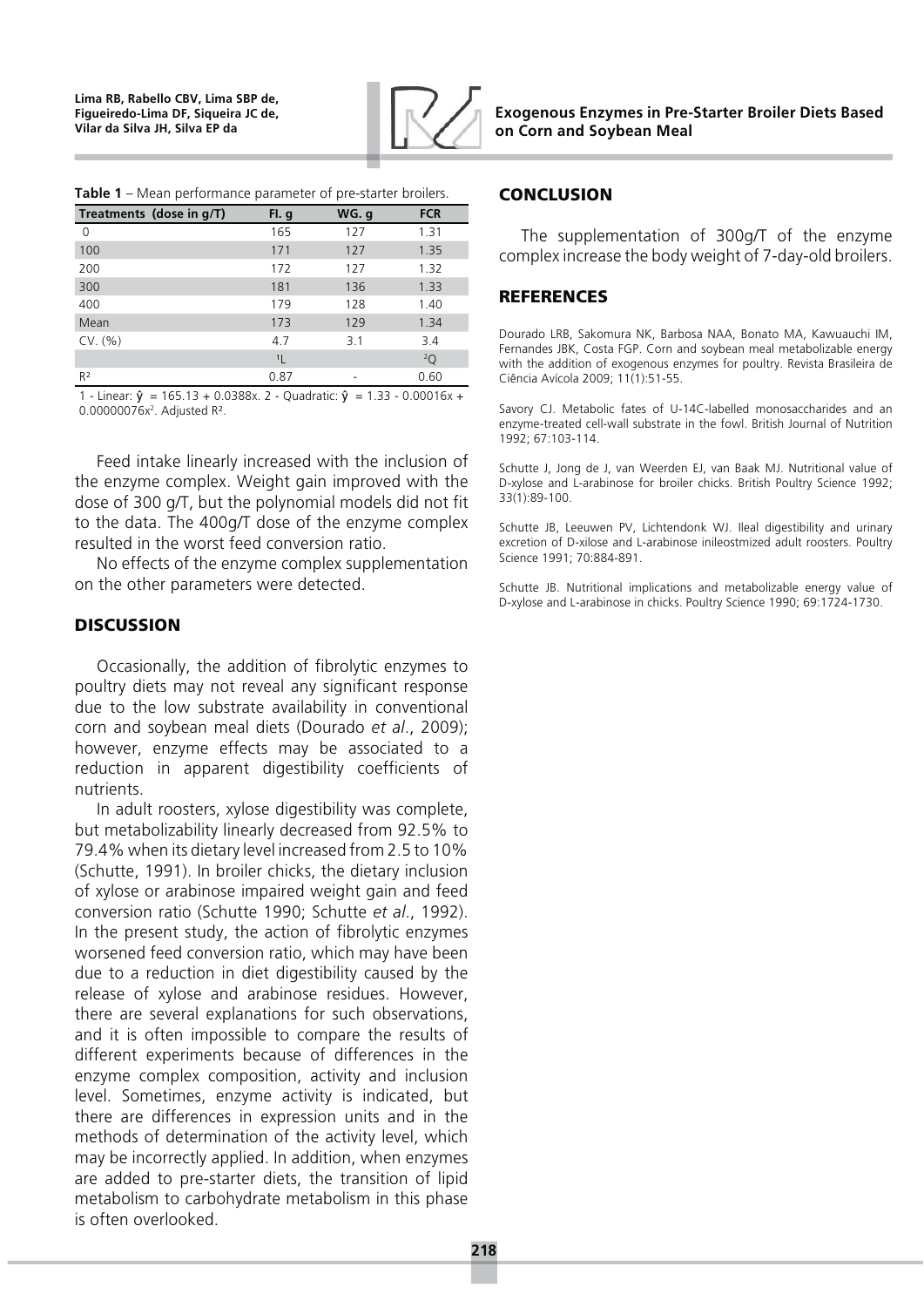**Table 1** – Mean performance parameter of pre-starter broilers.

| Treatments (dose in g/T) | FI. g | WG. g | FCR |
|---|---|---|---|
| 0 | 165 | 127 | 1.31 |
| 100 | 171 | 127 | 1.35 |
| 200 | 172 | 127 | 1.32 |
| 300 | 181 | 136 | 1.33 |
| 400 | 179 | 128 | 1.40 |
| Mean | 173 | 129 | 1.34 |
| CV. (%) | 4.7 | 3.1 | 3.4 |
| | [1]L | | [2]Q |
| $R^2$ | 0.87 | - | 0.60 |

1 - Linear: $\hat{y} = 165.13 + 0.0388x$. 2 - Quadratic: $\hat{y} = 1.33 - 0.00016x + 0.00000076x^2$. Adjusted $R^2$.

Feed intake linearly increased with the inclusion of the enzyme complex. Weight gain improved with the dose of 300 g/T, but the polynomial models did not fit to the data. The 400g/T dose of the enzyme complex resulted in the worst feed conversion ratio.

No effects of the enzyme complex supplementation on the other parameters were detected.

## DISCUSSION

Occasionally, the addition of fibrolytic enzymes to poultry diets may not reveal any significant response due to the low substrate availability in conventional corn and soybean meal diets (Dourado *et al*., 2009); however, enzyme effects may be associated to a reduction in apparent digestibility coefficients of nutrients.

In adult roosters, xylose digestibility was complete, but metabolizability linearly decreased from 92.5% to 79.4% when its dietary level increased from 2.5 to 10% (Schutte, 1991). In broiler chicks, the dietary inclusion of xylose or arabinose impaired weight gain and feed conversion ratio (Schutte 1990; Schutte *et al*., 1992). In the present study, the action of fibrolytic enzymes worsened feed conversion ratio, which may have been due to a reduction in diet digestibility caused by the release of xylose and arabinose residues. However, there are several explanations for such observations, and it is often impossible to compare the results of different experiments because of differences in the enzyme complex composition, activity and inclusion level. Sometimes, enzyme activity is indicated, but there are differences in expression units and in the methods of determination of the activity level, which may be incorrectly applied. In addition, when enzymes are added to pre-starter diets, the transition of lipid metabolism to carbohydrate metabolism in this phase is often overlooked.

## CONCLUSION

The supplementation of 300g/T of the enzyme complex increase the body weight of 7-day-old broilers.

## REFERENCES

Dourado LRB, Sakomura NK, Barbosa NAA, Bonato MA, Kawuauchi IM, Fernandes JBK, Costa FGP. Corn and soybean meal metabolizable energy with the addition of exogenous enzymes for poultry. Revista Brasileira de Ciência Avícola 2009; 11(1):51-55.

Savory CJ. Metabolic fates of U-14C-labelled monosaccharides and an enzyme-treated cell-wall substrate in the fowl. British Journal of Nutrition 1992; 67:103-114.

Schutte J, Jong de J, van Weerden EJ, van Baak MJ. Nutritional value of D-xylose and L-arabinose for broiler chicks. British Poultry Science 1992; 33(1):89-100.

Schutte JB, Leeuwen PV, Lichtendonk WJ. Ileal digestibility and urinary excretion of D-xilose and L-arabinose inileostmized adult roosters. Poultry Science 1991; 70:884-891.

Schutte JB. Nutritional implications and metabolizable energy value of D-xylose and L-arabinose in chicks. Poultry Science 1990; 69:1724-1730.